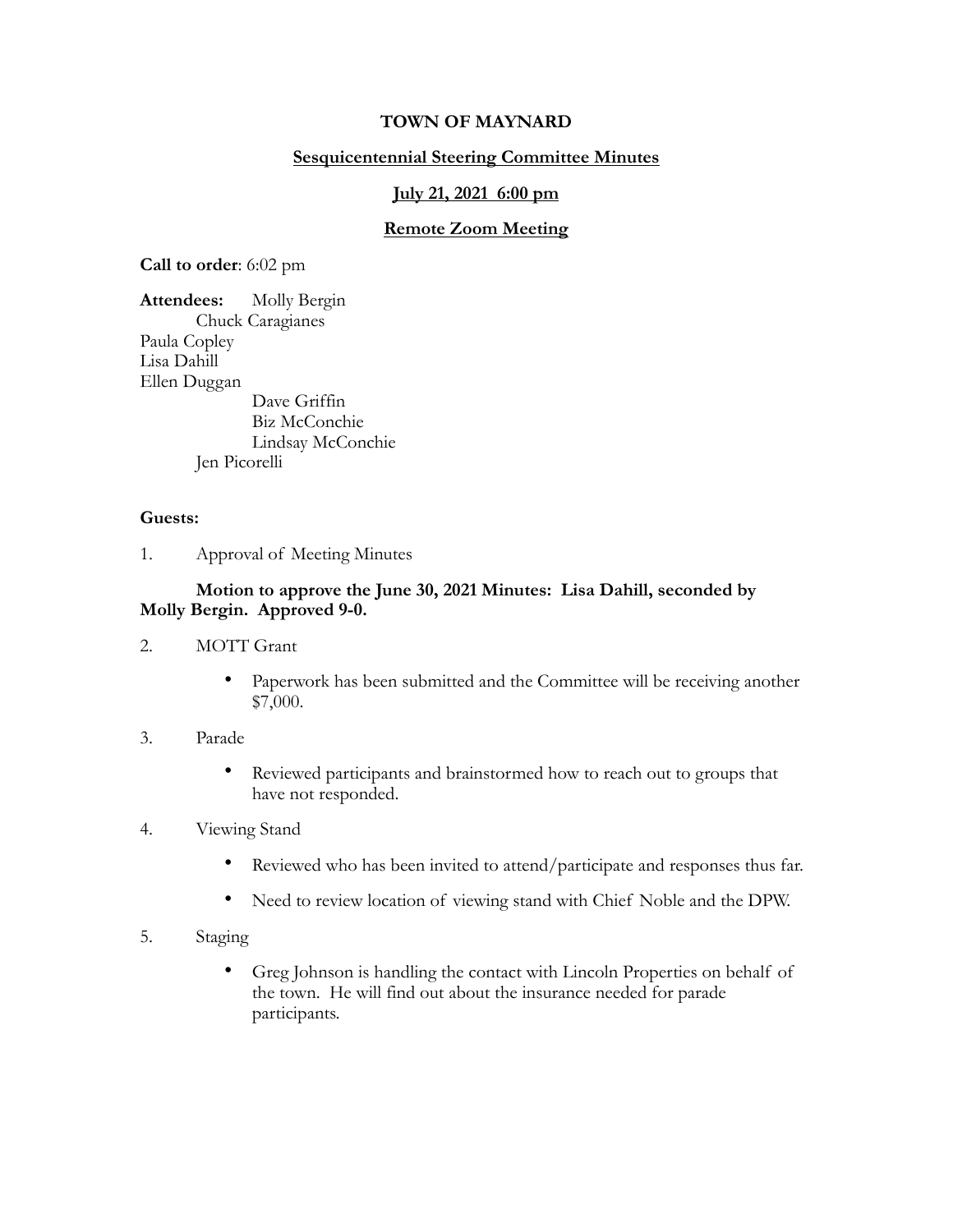**TOWN OF MAYNARD**

**Sesquicentennial Steering Committee Minutes**

**July 21, 2021 6:00 pm**

**Remote Zoom Meeting**

**Call to order**: 6:02 pm

**Attendees:** Molly Bergin
Chuck Caragianes
Paula Copley
Lisa Dahill
Ellen Duggan
Dave Griffin
Biz McConchie
Lindsay McConchie
Jen Picorelli

**Guests:**

1. Approval of Meeting Minutes

   **Motion to approve the June 30, 2021 Minutes: Lisa Dahill, seconded by Molly Bergin. Approved 9-0.**

2. MOTT Grant

   - Paperwork has been submitted and the Committee will be receiving another $7,000.

3. Parade

   - Reviewed participants and brainstormed how to reach out to groups that have not responded.

4. Viewing Stand

   - Reviewed who has been invited to attend/participate and responses thus far.
   - Need to review location of viewing stand with Chief Noble and the DPW.

5. Staging

   - Greg Johnson is handling the contact with Lincoln Properties on behalf of the town. He will find out about the insurance needed for parade participants.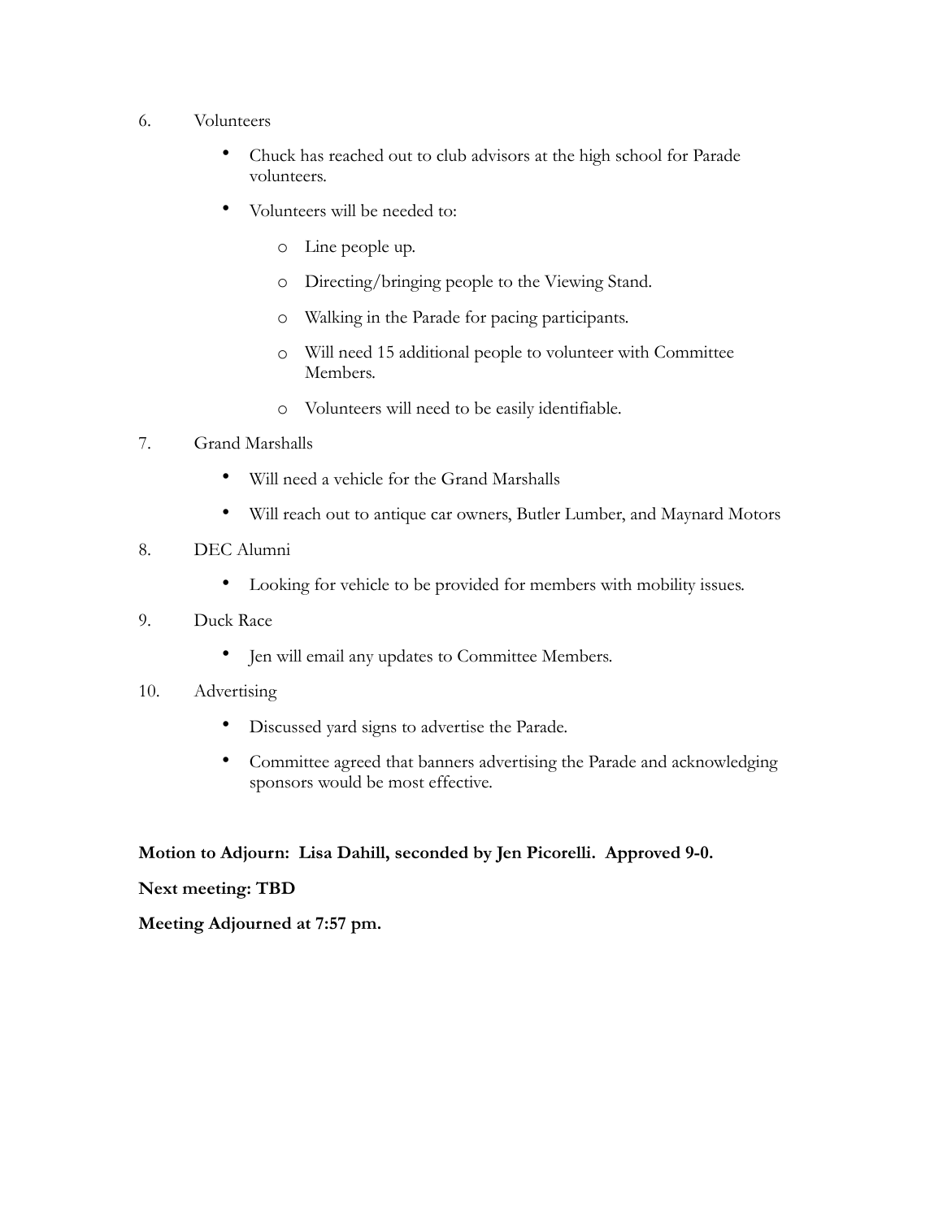6. Volunteers

   - Chuck has reached out to club advisors at the high school for Parade volunteers.
   - Volunteers will be needed to:
     - Line people up.
     - Directing/bringing people to the Viewing Stand.
     - Walking in the Parade for pacing participants.
     - Will need 15 additional people to volunteer with Committee Members.
     - Volunteers will need to be easily identifiable.

7. Grand Marshalls

   - Will need a vehicle for the Grand Marshalls
   - Will reach out to antique car owners, Butler Lumber, and Maynard Motors

8. DEC Alumni

   - Looking for vehicle to be provided for members with mobility issues.

9. Duck Race

   - Jen will email any updates to Committee Members.

10. Advertising

    - Discussed yard signs to advertise the Parade.
    - Committee agreed that banners advertising the Parade and acknowledging sponsors would be most effective.

**Motion to Adjourn: Lisa Dahill, seconded by Jen Picorelli. Approved 9-0.**

**Next meeting: TBD**

**Meeting Adjourned at 7:57 pm.**